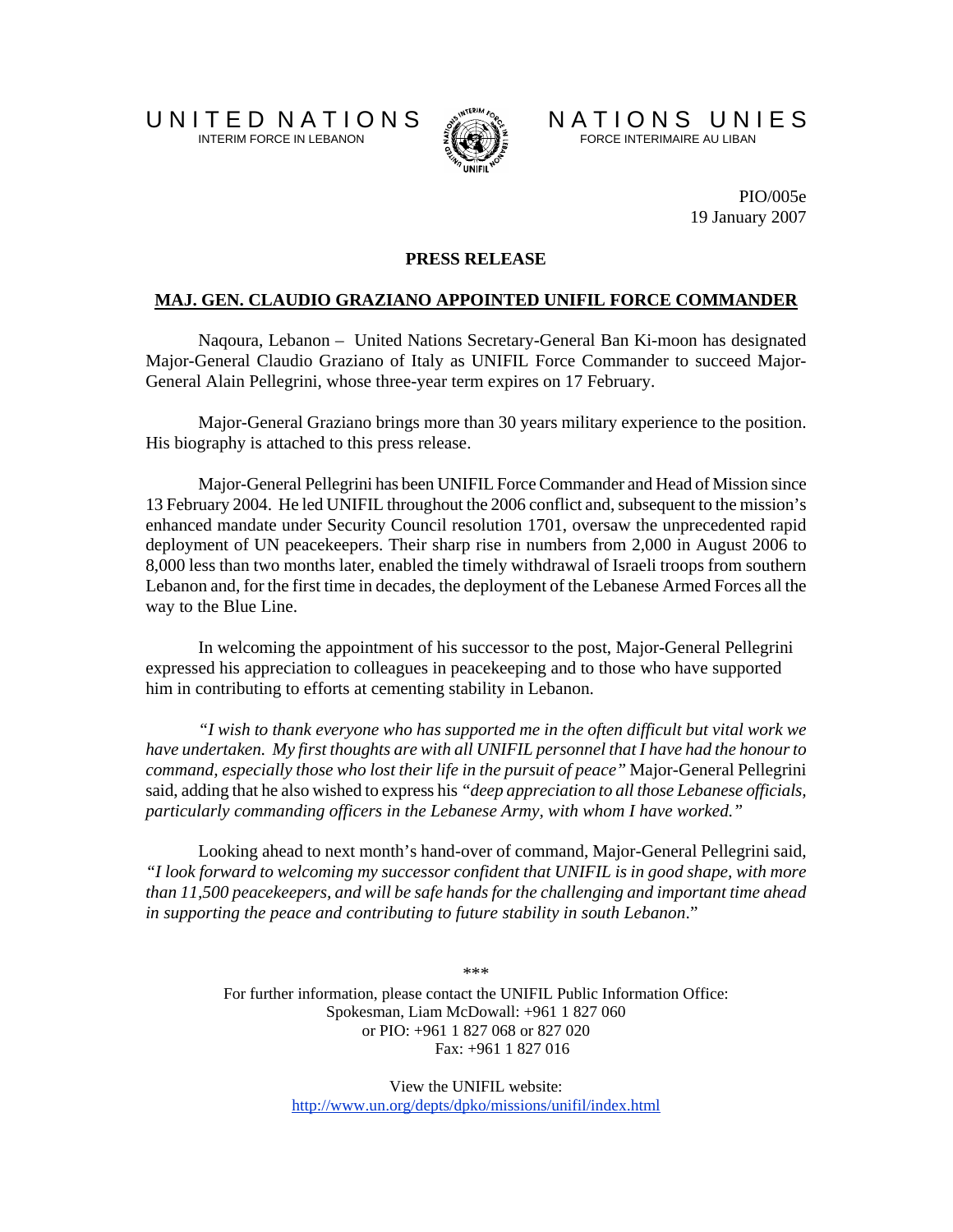UNITED NATIONS
INTERIM FORCE IN LEBANON

NATIONS UNIES
FORCE INTERIMAIRE AU LIBAN

PIO/005e
19 January 2007

**PRESS RELEASE**

## MAJ. GEN. CLAUDIO GRAZIANO APPOINTED UNIFIL FORCE COMMANDER

Naqoura, Lebanon – United Nations Secretary-General Ban Ki-moon has designated Major-General Claudio Graziano of Italy as UNIFIL Force Commander to succeed Major-General Alain Pellegrini, whose three-year term expires on 17 February.

Major-General Graziano brings more than 30 years military experience to the position. His biography is attached to this press release.

Major-General Pellegrini has been UNIFIL Force Commander and Head of Mission since 13 February 2004. He led UNIFIL throughout the 2006 conflict and, subsequent to the mission's enhanced mandate under Security Council resolution 1701, oversaw the unprecedented rapid deployment of UN peacekeepers. Their sharp rise in numbers from 2,000 in August 2006 to 8,000 less than two months later, enabled the timely withdrawal of Israeli troops from southern Lebanon and, for the first time in decades, the deployment of the Lebanese Armed Forces all the way to the Blue Line.

In welcoming the appointment of his successor to the post, Major-General Pellegrini expressed his appreciation to colleagues in peacekeeping and to those who have supported him in contributing to efforts at cementing stability in Lebanon.

*"I wish to thank everyone who has supported me in the often difficult but vital work we have undertaken. My first thoughts are with all UNIFIL personnel that I have had the honour to command, especially those who lost their life in the pursuit of peace"* Major-General Pellegrini said, adding that he also wished to express his *"deep appreciation to all those Lebanese officials, particularly commanding officers in the Lebanese Army, with whom I have worked."*

Looking ahead to next month's hand-over of command, Major-General Pellegrini said, *"I look forward to welcoming my successor confident that UNIFIL is in good shape, with more than 11,500 peacekeepers, and will be safe hands for the challenging and important time ahead in supporting the peace and contributing to future stability in south Lebanon*."

***

For further information, please contact the UNIFIL Public Information Office:
Spokesman, Liam McDowall: +961 1 827 060
or PIO: +961 1 827 068 or 827 020
Fax: +961 1 827 016

View the UNIFIL website:
http://www.un.org/depts/dpko/missions/unifil/index.html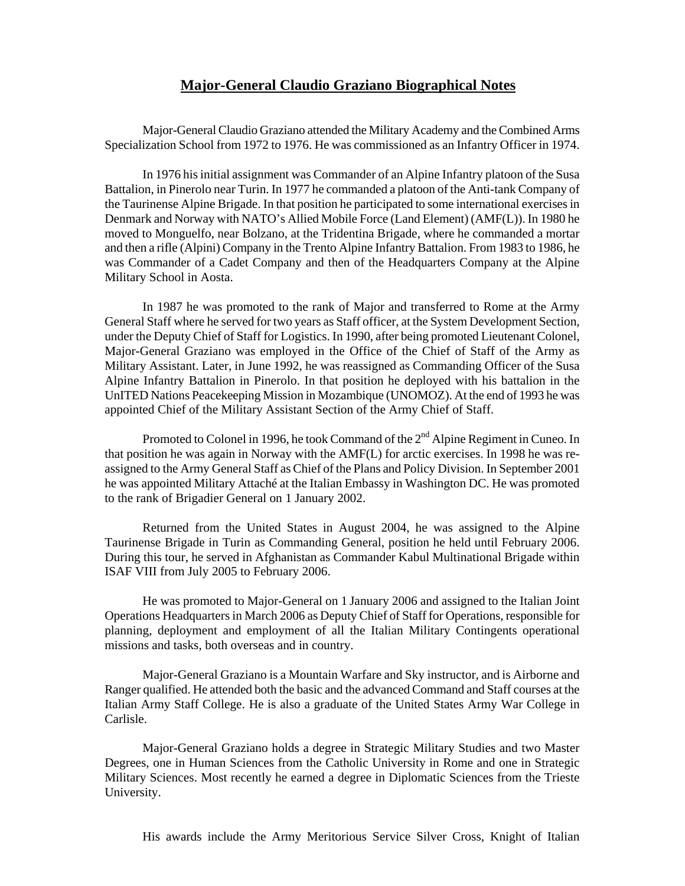## **Major-General Claudio Graziano Biographical Notes**

Major-General Claudio Graziano attended the Military Academy and the Combined Arms Specialization School from 1972 to 1976. He was commissioned as an Infantry Officer in 1974.

In 1976 his initial assignment was Commander of an Alpine Infantry platoon of the Susa Battalion, in Pinerolo near Turin. In 1977 he commanded a platoon of the Anti-tank Company of the Taurinense Alpine Brigade. In that position he participated to some international exercises in Denmark and Norway with NATO's Allied Mobile Force (Land Element) (AMF(L)). In 1980 he moved to Monguelfo, near Bolzano, at the Tridentina Brigade, where he commanded a mortar and then a rifle (Alpini) Company in the Trento Alpine Infantry Battalion. From 1983 to 1986, he was Commander of a Cadet Company and then of the Headquarters Company at the Alpine Military School in Aosta.

In 1987 he was promoted to the rank of Major and transferred to Rome at the Army General Staff where he served for two years as Staff officer, at the System Development Section, under the Deputy Chief of Staff for Logistics. In 1990, after being promoted Lieutenant Colonel, Major-General Graziano was employed in the Office of the Chief of Staff of the Army as Military Assistant. Later, in June 1992, he was reassigned as Commanding Officer of the Susa Alpine Infantry Battalion in Pinerolo. In that position he deployed with his battalion in the UnITED Nations Peacekeeping Mission in Mozambique (UNOMOZ). At the end of 1993 he was appointed Chief of the Military Assistant Section of the Army Chief of Staff.

Promoted to Colonel in 1996, he took Command of the 2nd Alpine Regiment in Cuneo. In that position he was again in Norway with the AMF(L) for arctic exercises. In 1998 he was re-assigned to the Army General Staff as Chief of the Plans and Policy Division. In September 2001 he was appointed Military Attaché at the Italian Embassy in Washington DC. He was promoted to the rank of Brigadier General on 1 January 2002.

Returned from the United States in August 2004, he was assigned to the Alpine Taurinense Brigade in Turin as Commanding General, position he held until February 2006. During this tour, he served in Afghanistan as Commander Kabul Multinational Brigade within ISAF VIII from July 2005 to February 2006.

He was promoted to Major-General on 1 January 2006 and assigned to the Italian Joint Operations Headquarters in March 2006 as Deputy Chief of Staff for Operations, responsible for planning, deployment and employment of all the Italian Military Contingents operational missions and tasks, both overseas and in country.

Major-General Graziano is a Mountain Warfare and Sky instructor, and is Airborne and Ranger qualified. He attended both the basic and the advanced Command and Staff courses at the Italian Army Staff College. He is also a graduate of the United States Army War College in Carlisle.

Major-General Graziano holds a degree in Strategic Military Studies and two Master Degrees, one in Human Sciences from the Catholic University in Rome and one in Strategic Military Sciences. Most recently he earned a degree in Diplomatic Sciences from the Trieste University.

His awards include the Army Meritorious Service Silver Cross, Knight of Italian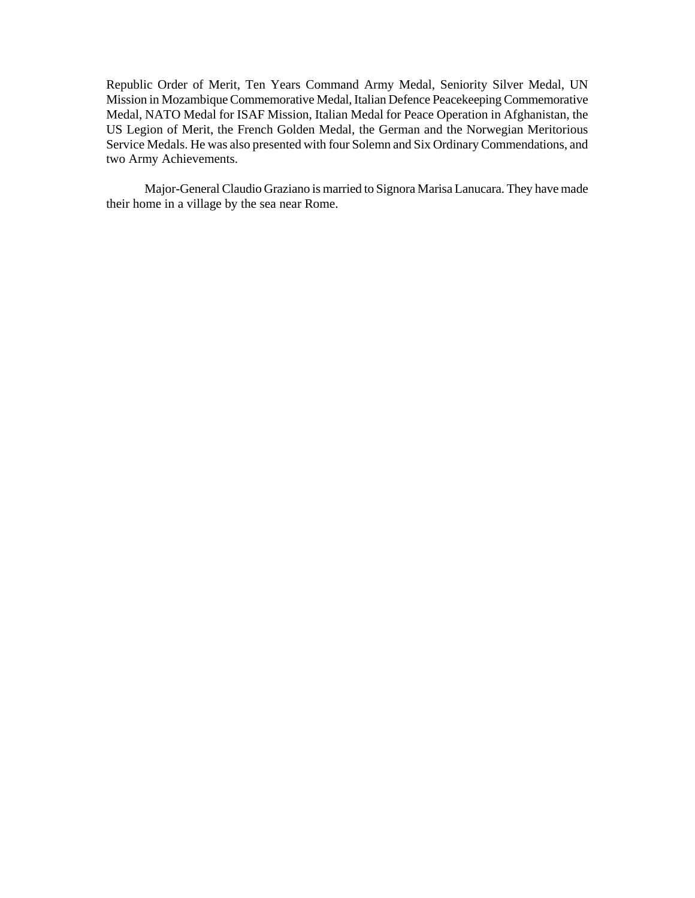Republic Order of Merit, Ten Years Command Army Medal, Seniority Silver Medal, UN Mission in Mozambique Commemorative Medal, Italian Defence Peacekeeping Commemorative Medal, NATO Medal for ISAF Mission, Italian Medal for Peace Operation in Afghanistan, the US Legion of Merit, the French Golden Medal, the German and the Norwegian Meritorious Service Medals. He was also presented with four Solemn and Six Ordinary Commendations, and two Army Achievements.

Major-General Claudio Graziano is married to Signora Marisa Lanucara. They have made their home in a village by the sea near Rome.